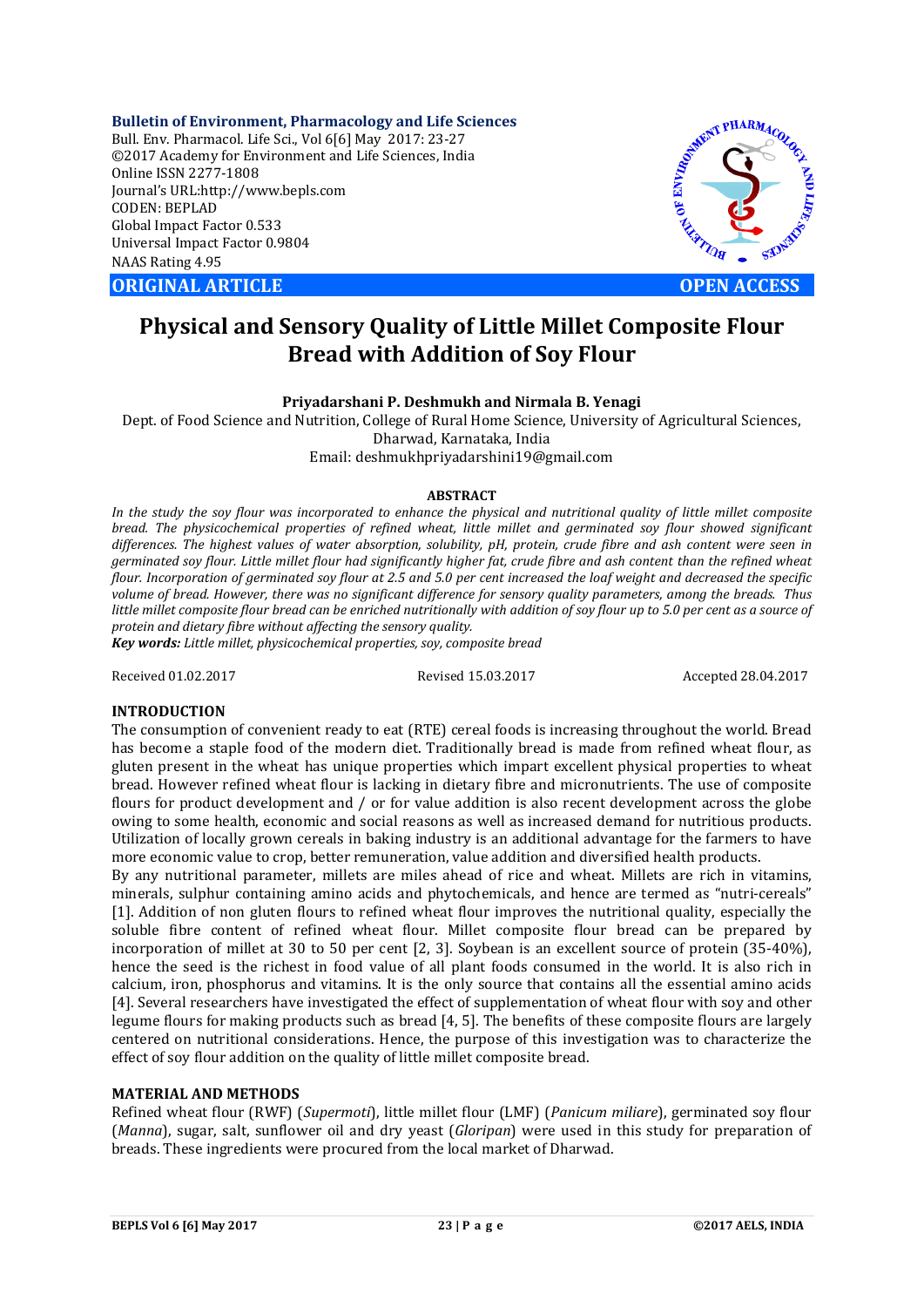**Bulletin of Environment, Pharmacology and Life Sciences**
Bull. Env. Pharmacol. Life Sci., Vol 6[6] May 2017: 23-27
©2017 Academy for Environment and Life Sciences, India
Online ISSN 2277-1808
Journal's URL:http://www.bepls.com
CODEN: BEPLAD
Global Impact Factor 0.533
Universal Impact Factor 0.9804
NAAS Rating 4.95

**ORIGINAL ARTICLE** **OPEN ACCESS**

# Physical and Sensory Quality of Little Millet Composite Flour Bread with Addition of Soy Flour

**Priyadarshani P. Deshmukh and Nirmala B. Yenagi**

Dept. of Food Science and Nutrition, College of Rural Home Science, University of Agricultural Sciences, Dharwad, Karnataka, India
Email: deshmukhpriyadarshini19@gmail.com

## ABSTRACT

*In the study the soy flour was incorporated to enhance the physical and nutritional quality of little millet composite bread. The physicochemical properties of refined wheat, little millet and germinated soy flour showed significant differences. The highest values of water absorption, solubility, pH, protein, crude fibre and ash content were seen in germinated soy flour. Little millet flour had significantly higher fat, crude fibre and ash content than the refined wheat flour. Incorporation of germinated soy flour at 2.5 and 5.0 per cent increased the loaf weight and decreased the specific volume of bread. However, there was no significant difference for sensory quality parameters, among the breads. Thus little millet composite flour bread can be enriched nutritionally with addition of soy flour up to 5.0 per cent as a source of protein and dietary fibre without affecting the sensory quality.*

***Key words:** Little millet, physicochemical properties, soy, composite bread*

Received 01.02.2017 Revised 15.03.2017 Accepted 28.04.2017

## INTRODUCTION

The consumption of convenient ready to eat (RTE) cereal foods is increasing throughout the world. Bread has become a staple food of the modern diet. Traditionally bread is made from refined wheat flour, as gluten present in the wheat has unique properties which impart excellent physical properties to wheat bread. However refined wheat flour is lacking in dietary fibre and micronutrients. The use of composite flours for product development and / or for value addition is also recent development across the globe owing to some health, economic and social reasons as well as increased demand for nutritious products. Utilization of locally grown cereals in baking industry is an additional advantage for the farmers to have more economic value to crop, better remuneration, value addition and diversified health products.

By any nutritional parameter, millets are miles ahead of rice and wheat. Millets are rich in vitamins, minerals, sulphur containing amino acids and phytochemicals, and hence are termed as "nutri-cereals" [1]. Addition of non gluten flours to refined wheat flour improves the nutritional quality, especially the soluble fibre content of refined wheat flour. Millet composite flour bread can be prepared by incorporation of millet at 30 to 50 per cent [2, 3]. Soybean is an excellent source of protein (35-40%), hence the seed is the richest in food value of all plant foods consumed in the world. It is also rich in calcium, iron, phosphorus and vitamins. It is the only source that contains all the essential amino acids [4]. Several researchers have investigated the effect of supplementation of wheat flour with soy and other legume flours for making products such as bread [4, 5]. The benefits of these composite flours are largely centered on nutritional considerations. Hence, the purpose of this investigation was to characterize the effect of soy flour addition on the quality of little millet composite bread.

## MATERIAL AND METHODS

Refined wheat flour (RWF) (*Supermoti*), little millet flour (LMF) (*Panicum miliare*), germinated soy flour (*Manna*), sugar, salt, sunflower oil and dry yeast (*Gloripan*) were used in this study for preparation of breads. These ingredients were procured from the local market of Dharwad.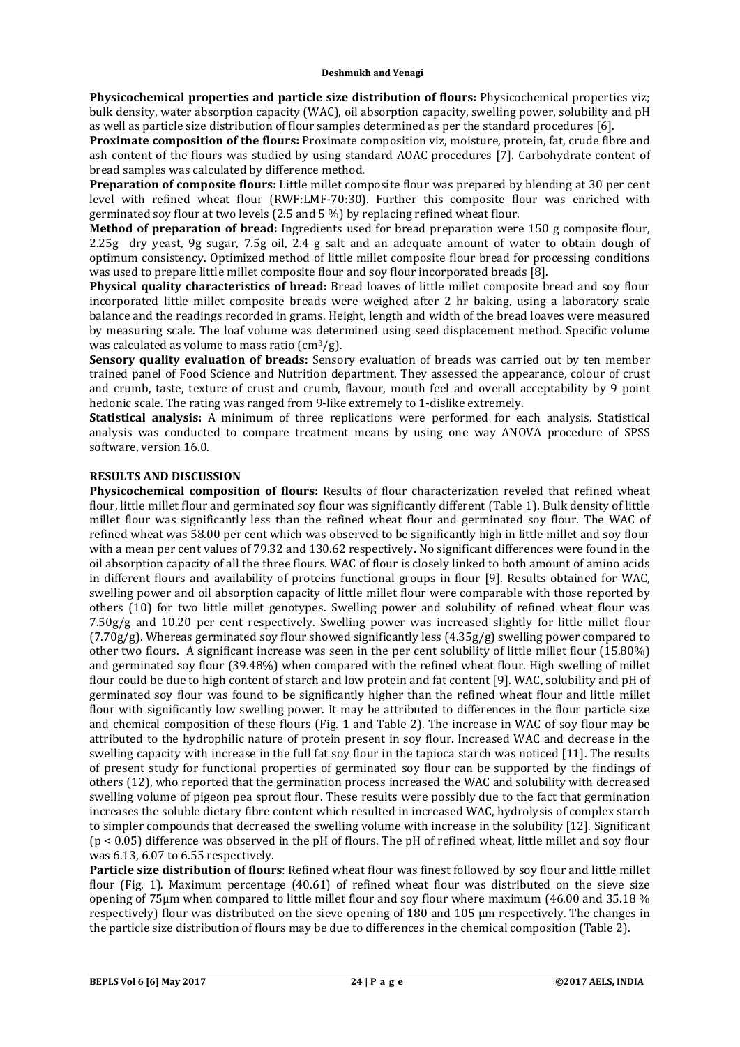**Physicochemical properties and particle size distribution of flours:** Physicochemical properties viz; bulk density, water absorption capacity (WAC), oil absorption capacity, swelling power, solubility and pH as well as particle size distribution of flour samples determined as per the standard procedures [6].

**Proximate composition of the flours:** Proximate composition viz, moisture, protein, fat, crude fibre and ash content of the flours was studied by using standard AOAC procedures [7]. Carbohydrate content of bread samples was calculated by difference method.

**Preparation of composite flours:** Little millet composite flour was prepared by blending at 30 per cent level with refined wheat flour (RWF:LMF-70:30). Further this composite flour was enriched with germinated soy flour at two levels (2.5 and 5 %) by replacing refined wheat flour.

**Method of preparation of bread:** Ingredients used for bread preparation were 150 g composite flour, 2.25g dry yeast, 9g sugar, 7.5g oil, 2.4 g salt and an adequate amount of water to obtain dough of optimum consistency. Optimized method of little millet composite flour bread for processing conditions was used to prepare little millet composite flour and soy flour incorporated breads [8].

**Physical quality characteristics of bread:** Bread loaves of little millet composite bread and soy flour incorporated little millet composite breads were weighed after 2 hr baking, using a laboratory scale balance and the readings recorded in grams. Height, length and width of the bread loaves were measured by measuring scale. The loaf volume was determined using seed displacement method. Specific volume was calculated as volume to mass ratio ($cm^3/g$).

**Sensory quality evaluation of breads:** Sensory evaluation of breads was carried out by ten member trained panel of Food Science and Nutrition department. They assessed the appearance, colour of crust and crumb, taste, texture of crust and crumb, flavour, mouth feel and overall acceptability by 9 point hedonic scale. The rating was ranged from 9-like extremely to 1-dislike extremely.

**Statistical analysis:** A minimum of three replications were performed for each analysis. Statistical analysis was conducted to compare treatment means by using one way ANOVA procedure of SPSS software, version 16.0.

## RESULTS AND DISCUSSION

**Physicochemical composition of flours:** Results of flour characterization reveled that refined wheat flour, little millet flour and germinated soy flour was significantly different (Table 1). Bulk density of little millet flour was significantly less than the refined wheat flour and germinated soy flour. The WAC of refined wheat was 58.00 per cent which was observed to be significantly high in little millet and soy flour with a mean per cent values of 79.32 and 130.62 respectively**.** No significant differences were found in the oil absorption capacity of all the three flours. WAC of flour is closely linked to both amount of amino acids in different flours and availability of proteins functional groups in flour [9]. Results obtained for WAC, swelling power and oil absorption capacity of little millet flour were comparable with those reported by others (10) for two little millet genotypes. Swelling power and solubility of refined wheat flour was 7.50g/g and 10.20 per cent respectively. Swelling power was increased slightly for little millet flour (7.70g/g). Whereas germinated soy flour showed significantly less (4.35g/g) swelling power compared to other two flours. A significant increase was seen in the per cent solubility of little millet flour (15.80%) and germinated soy flour (39.48%) when compared with the refined wheat flour. High swelling of millet flour could be due to high content of starch and low protein and fat content [9]. WAC, solubility and pH of germinated soy flour was found to be significantly higher than the refined wheat flour and little millet flour with significantly low swelling power. It may be attributed to differences in the flour particle size and chemical composition of these flours (Fig. 1 and Table 2). The increase in WAC of soy flour may be attributed to the hydrophilic nature of protein present in soy flour. Increased WAC and decrease in the swelling capacity with increase in the full fat soy flour in the tapioca starch was noticed [11]. The results of present study for functional properties of germinated soy flour can be supported by the findings of others (12), who reported that the germination process increased the WAC and solubility with decreased swelling volume of pigeon pea sprout flour. These results were possibly due to the fact that germination increases the soluble dietary fibre content which resulted in increased WAC, hydrolysis of complex starch to simpler compounds that decreased the swelling volume with increase in the solubility [12]. Significant ($p < 0.05$) difference was observed in the pH of flours. The pH of refined wheat, little millet and soy flour was 6.13, 6.07 to 6.55 respectively.

**Particle size distribution of flours**: Refined wheat flour was finest followed by soy flour and little millet flour (Fig. 1). Maximum percentage (40.61) of refined wheat flour was distributed on the sieve size opening of 75μm when compared to little millet flour and soy flour where maximum (46.00 and 35.18 % respectively) flour was distributed on the sieve opening of 180 and 105 μm respectively. The changes in the particle size distribution of flours may be due to differences in the chemical composition (Table 2).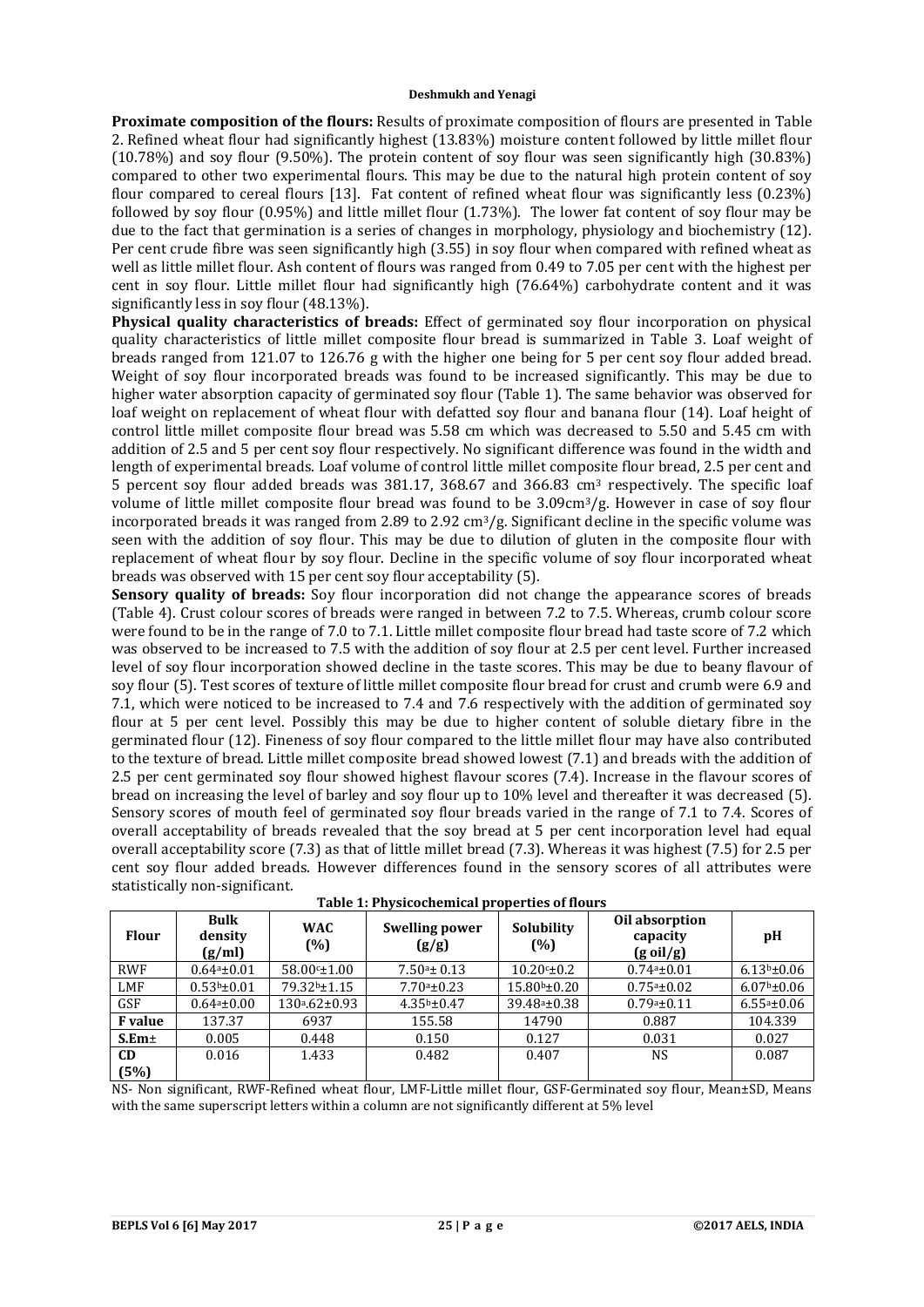**Proximate composition of the flours:** Results of proximate composition of flours are presented in Table 2. Refined wheat flour had significantly highest (13.83%) moisture content followed by little millet flour (10.78%) and soy flour (9.50%). The protein content of soy flour was seen significantly high (30.83%) compared to other two experimental flours. This may be due to the natural high protein content of soy flour compared to cereal flours [13]. Fat content of refined wheat flour was significantly less (0.23%) followed by soy flour (0.95%) and little millet flour (1.73%). The lower fat content of soy flour may be due to the fact that germination is a series of changes in morphology, physiology and biochemistry (12). Per cent crude fibre was seen significantly high (3.55) in soy flour when compared with refined wheat as well as little millet flour. Ash content of flours was ranged from 0.49 to 7.05 per cent with the highest per cent in soy flour. Little millet flour had significantly high (76.64%) carbohydrate content and it was significantly less in soy flour (48.13%).

**Physical quality characteristics of breads:** Effect of germinated soy flour incorporation on physical quality characteristics of little millet composite flour bread is summarized in Table 3. Loaf weight of breads ranged from 121.07 to 126.76 g with the higher one being for 5 per cent soy flour added bread. Weight of soy flour incorporated breads was found to be increased significantly. This may be due to higher water absorption capacity of germinated soy flour (Table 1). The same behavior was observed for loaf weight on replacement of wheat flour with defatted soy flour and banana flour (14). Loaf height of control little millet composite flour bread was 5.58 cm which was decreased to 5.50 and 5.45 cm with addition of 2.5 and 5 per cent soy flour respectively. No significant difference was found in the width and length of experimental breads. Loaf volume of control little millet composite flour bread, 2.5 per cent and 5 percent soy flour added breads was 381.17, 368.67 and 366.83 $cm^3$ respectively. The specific loaf volume of little millet composite flour bread was found to be 3.09$cm^3/g$. However in case of soy flour incorporated breads it was ranged from 2.89 to 2.92 $cm^3/g$. Significant decline in the specific volume was seen with the addition of soy flour. This may be due to dilution of gluten in the composite flour with replacement of wheat flour by soy flour. Decline in the specific volume of soy flour incorporated wheat breads was observed with 15 per cent soy flour acceptability (5).

**Sensory quality of breads:** Soy flour incorporation did not change the appearance scores of breads (Table 4). Crust colour scores of breads were ranged in between 7.2 to 7.5. Whereas, crumb colour score were found to be in the range of 7.0 to 7.1. Little millet composite flour bread had taste score of 7.2 which was observed to be increased to 7.5 with the addition of soy flour at 2.5 per cent level. Further increased level of soy flour incorporation showed decline in the taste scores. This may be due to beany flavour of soy flour (5). Test scores of texture of little millet composite flour bread for crust and crumb were 6.9 and 7.1, which were noticed to be increased to 7.4 and 7.6 respectively with the addition of germinated soy flour at 5 per cent level. Possibly this may be due to higher content of soluble dietary fibre in the germinated flour (12). Fineness of soy flour compared to the little millet flour may have also contributed to the texture of bread. Little millet composite bread showed lowest (7.1) and breads with the addition of 2.5 per cent germinated soy flour showed highest flavour scores (7.4). Increase in the flavour scores of bread on increasing the level of barley and soy flour up to 10% level and thereafter it was decreased (5). Sensory scores of mouth feel of germinated soy flour breads varied in the range of 7.1 to 7.4. Scores of overall acceptability of breads revealed that the soy bread at 5 per cent incorporation level had equal overall acceptability score (7.3) as that of little millet bread (7.3). Whereas it was highest (7.5) for 2.5 per cent soy flour added breads. However differences found in the sensory scores of all attributes were statistically non-significant.

**Table 1: Physicochemical properties of flours**

| Flour | Bulk density (g/ml) | WAC (%) | Swelling power (g/g) | Solubility (%) | Oil absorption capacity (g oil/g) | pH |
|---|---|---|---|---|---|---|
| RWF | $0.64^a$±0.01 | $58.00^c$±1.00 | $7.50^a$± 0.13 | $10.20^c$±0.2 | $0.74^a$±0.01 | $6.13^b$±0.06 |
| LMF | $0.53^b$±0.01 | $79.32^b$±1.15 | $7.70^a$±0.23 | $15.80^b$±0.20 | $0.75^a$±0.02 | $6.07^b$±0.06 |
| GSF | $0.64^a$±0.00 | $130^a$.62±0.93 | $4.35^b$±0.47 | $39.48^a$±0.38 | $0.79^a$±0.11 | $6.55^a$±0.06 |
| **F value** | 137.37 | 6937 | 155.58 | 14790 | 0.887 | 104.339 |
| **S.Em±** | 0.005 | 0.448 | 0.150 | 0.127 | 0.031 | 0.027 |
| **CD (5%)** | 0.016 | 1.433 | 0.482 | 0.407 | NS | 0.087 |

NS- Non significant, RWF-Refined wheat flour, LMF-Little millet flour, GSF-Germinated soy flour, Mean±SD, Means with the same superscript letters within a column are not significantly different at 5% level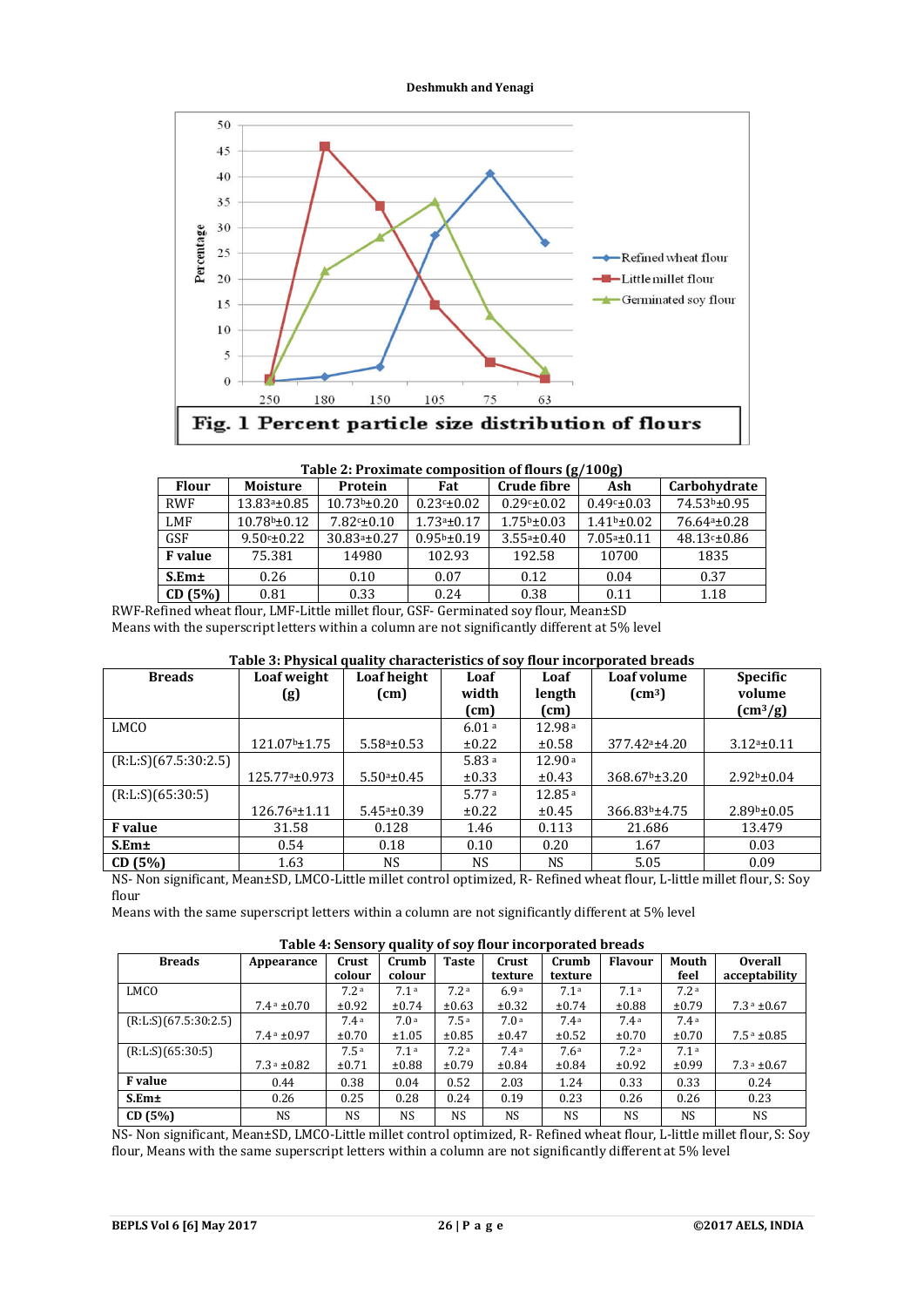Percentage

50
45
40
35
30
25
20
15
10
5
0

250 180 150 105 75 63

Refined wheat flour
Little millet flour
Germinated soy flour

**Fig. 1 Percent particle size distribution of flours**

**Table 2: Proximate composition of flours (g/100g)**

| Flour | Moisture | Protein | Fat | Crude fibre | Ash | Carbohydrate |
|---|---|---|---|---|---|---|
| RWF | 13.83ᵃ±0.85 | 10.73ᵇ±0.20 | 0.23ᶜ±0.02 | 0.29ᶜ±0.02 | 0.49ᶜ±0.03 | 74.53ᵇ±0.95 |
| LMF | 10.78ᵇ±0.12 | 7.82ᶜ±0.10 | 1.73ᵃ±0.17 | 1.75ᵇ±0.03 | 1.41ᵇ±0.02 | 76.64ᵃ±0.28 |
| GSF | 9.50ᶜ±0.22 | 30.83ᵃ±0.27 | 0.95ᵇ±0.19 | 3.55ᵃ±0.40 | 7.05ᵃ±0.11 | 48.13ᶜ±0.86 |
| **F value** | 75.381 | 14980 | 102.93 | 192.58 | 10700 | 1835 |
| **S.Em±** | 0.26 | 0.10 | 0.07 | 0.12 | 0.04 | 0.37 |
| **CD (5%)** | 0.81 | 0.33 | 0.24 | 0.38 | 0.11 | 1.18 |

RWF-Refined wheat flour, LMF-Little millet flour, GSF- Germinated soy flour, Mean±SD
Means with the superscript letters within a column are not significantly different at 5% level

**Table 3: Physical quality characteristics of soy flour incorporated breads**

| Breads | Loaf weight (g) | Loaf height (cm) | Loaf width (cm) | Loaf length (cm) | Loaf volume (cm³) | Specific volume (cm³/g) |
|---|---|---|---|---|---|---|
| LMCO | 121.07ᵇ±1.75 | 5.58ᵃ±0.53 | 6.01ᵃ ±0.22 | 12.98ᵃ ±0.58 | 377.42ᵃ±4.20 | 3.12ᵃ±0.11 |
| (R:L:S)(67.5:30:2.5) | 125.77ᵃ±0.973 | 5.50ᵃ±0.45 | 5.83ᵃ ±0.33 | 12.90ᵃ ±0.43 | 368.67ᵇ±3.20 | 2.92ᵇ±0.04 |
| (R:L:S)(65:30:5) | 126.76ᵃ±1.11 | 5.45ᵃ±0.39 | 5.77ᵃ ±0.22 | 12.85ᵃ ±0.45 | 366.83ᵇ±4.75 | 2.89ᵇ±0.05 |
| **F value** | 31.58 | 0.128 | 1.46 | 0.113 | 21.686 | 13.479 |
| **S.Em±** | 0.54 | 0.18 | 0.10 | 0.20 | 1.67 | 0.03 |
| **CD (5%)** | 1.63 | NS | NS | NS | 5.05 | 0.09 |

NS- Non significant, Mean±SD, LMCO-Little millet control optimized, R- Refined wheat flour, L-little millet flour, S: Soy flour
Means with the same superscript letters within a column are not significantly different at 5% level

**Table 4: Sensory quality of soy flour incorporated breads**

| Breads | Appearance | Crust colour | Crumb colour | Taste | Crust texture | Crumb texture | Flavour | Mouth feel | Overall acceptability |
|---|---|---|---|---|---|---|---|---|---|
| LMCO | 7.4ᵃ ±0.70 | 7.2ᵃ ±0.92 | 7.1ᵃ ±0.74 | 7.2ᵃ ±0.63 | 6.9ᵃ ±0.32 | 7.1ᵃ ±0.74 | 7.1ᵃ ±0.88 | 7.2ᵃ ±0.79 | 7.3ᵃ ±0.67 |
| (R:L:S)(67.5:30:2.5) | 7.4ᵃ ±0.97 | 7.4ᵃ ±0.70 | 7.0ᵃ ±1.05 | 7.5ᵃ ±0.85 | 7.0ᵃ ±0.47 | 7.4ᵃ ±0.52 | 7.4ᵃ ±0.70 | 7.4ᵃ ±0.70 | 7.5ᵃ ±0.85 |
| (R:L:S)(65:30:5) | 7.3ᵃ ±0.82 | 7.5ᵃ ±0.71 | 7.1ᵃ ±0.88 | 7.2ᵃ ±0.79 | 7.4ᵃ ±0.84 | 7.6ᵃ ±0.84 | 7.2ᵃ ±0.92 | 7.1ᵃ ±0.99 | 7.3ᵃ ±0.67 |
| **F value** | 0.44 | 0.38 | 0.04 | 0.52 | 2.03 | 1.24 | 0.33 | 0.33 | 0.24 |
| **S.Em±** | 0.26 | 0.25 | 0.28 | 0.24 | 0.19 | 0.23 | 0.26 | 0.26 | 0.23 |
| **CD (5%)** | NS | NS | NS | NS | NS | NS | NS | NS | NS |

NS- Non significant, Mean±SD, LMCO-Little millet control optimized, R- Refined wheat flour, L-little millet flour, S: Soy flour, Means with the same superscript letters within a column are not significantly different at 5% level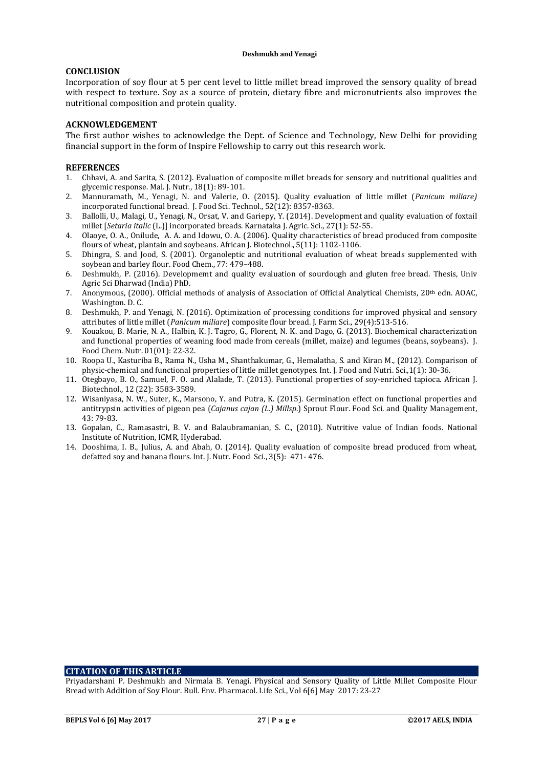## CONCLUSION

Incorporation of soy flour at 5 per cent level to little millet bread improved the sensory quality of bread with respect to texture. Soy as a source of protein, dietary fibre and micronutrients also improves the nutritional composition and protein quality.

## ACKNOWLEDGEMENT

The first author wishes to acknowledge the Dept. of Science and Technology, New Delhi for providing financial support in the form of Inspire Fellowship to carry out this research work.

## REFERENCES

1. Chhavi, A. and Sarita, S. (2012). Evaluation of composite millet breads for sensory and nutritional qualities and glycemic response. Mal. J. Nutr., 18(1): 89-101.
2. Mannuramath, M., Yenagi, N. and Valerie, O. (2015). Quality evaluation of little millet (*Panicum miliare)* incorporated functional bread. J. Food Sci. Technol., 52(12): 8357-8363.
3. Ballolli, U., Malagi, U., Yenagi, N., Orsat, V. and Gariepy, Y. (2014). Development and quality evaluation of foxtail millet [*Setaria italic* (L.)] incorporated breads. Karnataka J. Agric. Sci., 27(1): 52-55.
4. Olaoye, O. A., Onilude, A. A. and Idowu, O. A. (2006). Quality characteristics of bread produced from composite flours of wheat, plantain and soybeans. African J. Biotechnol., 5(11): 1102-1106.
5. Dhingra, S. and Jood, S. (2001). Organoleptic and nutritional evaluation of wheat breads supplemented with soybean and barley flour. Food Chem., 77: 479–488.
6. Deshmukh, P. (2016). Developmemt and quality evaluation of sourdough and gluten free bread. Thesis, Univ Agric Sci Dharwad (India) PhD.
7. Anonymous, (2000). Official methods of analysis of Association of Official Analytical Chemists, 20th edn. AOAC, Washington. D. C.
8. Deshmukh, P. and Yenagi, N. (2016). Optimization of processing conditions for improved physical and sensory attributes of little millet (*Panicum miliare*) composite flour bread. J. Farm Sci., 29(4):513-516.
9. Kouakou, B. Marie, N. A., Halbin, K. J. Tagro, G., Florent, N. K. and Dago, G. (2013). Biochemical characterization and functional properties of weaning food made from cereals (millet, maize) and legumes (beans, soybeans). J. Food Chem. Nutr. 01(01): 22-32.
10. Roopa U., Kasturiba B., Rama N., Usha M., Shanthakumar, G., Hemalatha, S. and Kiran M., (2012). Comparison of physic-chemical and functional properties of little millet genotypes. Int. J. Food and Nutri. Sci.,1(1): 30-36.
11. Otegbayo, B. O., Samuel, F. O. and Alalade, T. (2013). Functional properties of soy-enriched tapioca. African J. Biotechnol., 12 (22): 3583-3589.
12. Wisaniyasa, N. W., Suter, K., Marsono, Y. and Putra, K. (2015). Germination effect on functional properties and antitrypsin activities of pigeon pea (*Cajanus cajan (L.) Millsp*.) Sprout Flour. Food Sci. and Quality Management, 43: 79-83.
13. Gopalan, C., Ramasastri, B. V. and Balaubramanian, S. C., (2010). Nutritive value of Indian foods. National Institute of Nutrition, ICMR, Hyderabad.
14. Dooshima, I. B., Julius, A. and Abah, O. (2014). Quality evaluation of composite bread produced from wheat, defatted soy and banana flours. Int. J. Nutr. Food Sci., 3(5): 471- 476.

**CITATION OF THIS ARTICLE**

Priyadarshani P. Deshmukh and Nirmala B. Yenagi. Physical and Sensory Quality of Little Millet Composite Flour Bread with Addition of Soy Flour. Bull. Env. Pharmacol. Life Sci., Vol 6[6] May 2017: 23-27